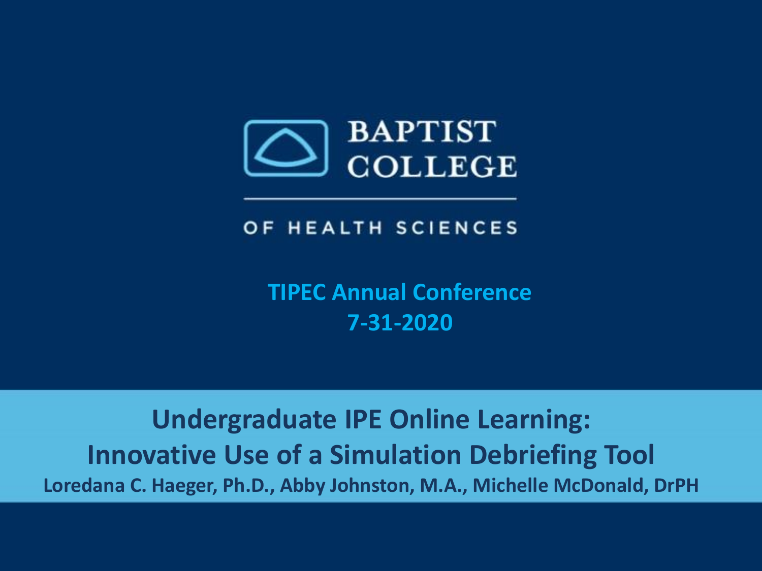BAPTIST COLLEGE

OF HEALTH SCIENCES

**TIPEC Annual Conference**
**7-31-2020**

# Undergraduate IPE Online Learning: Innovative Use of a Simulation Debriefing Tool

**Loredana C. Haeger, Ph.D., Abby Johnston, M.A., Michelle McDonald, DrPH**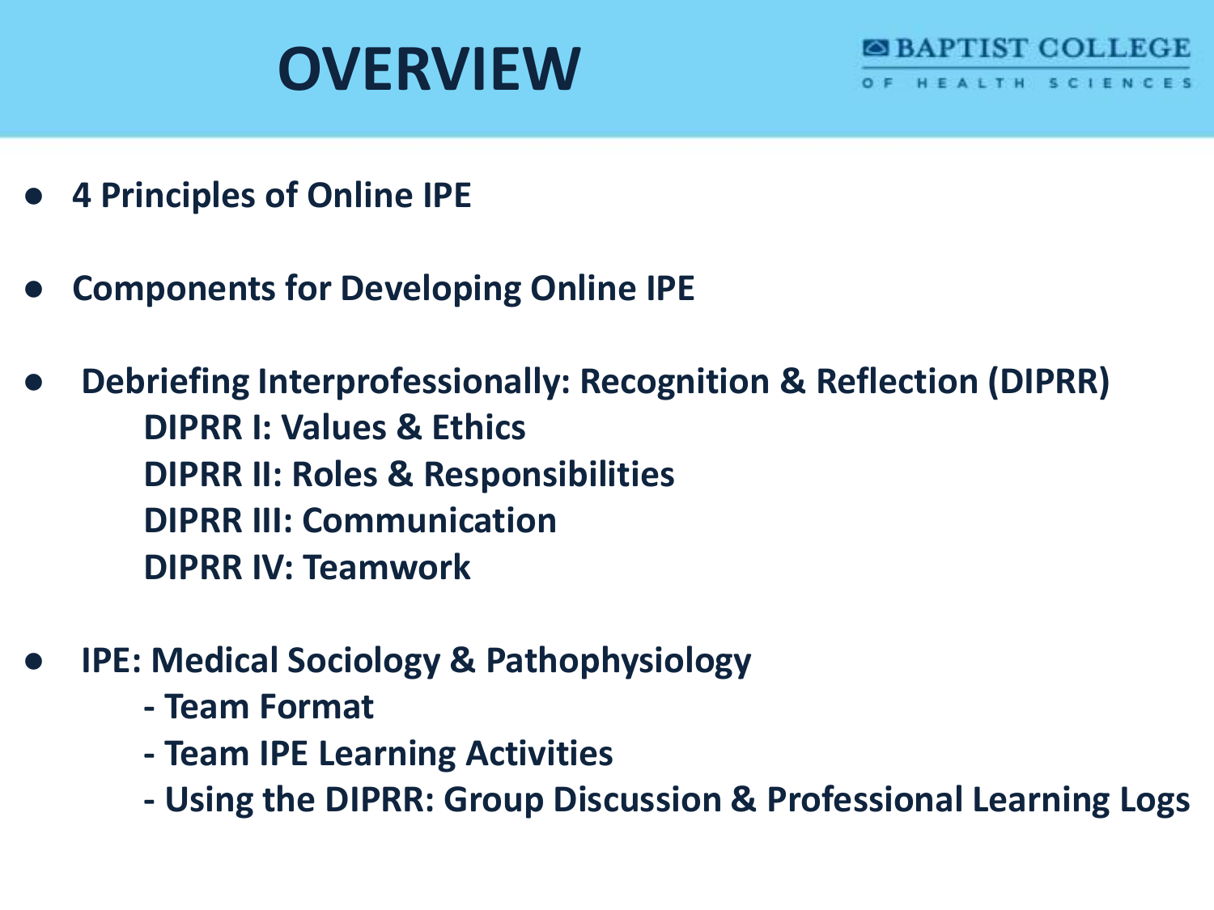# OVERVIEW

BAPTIST COLLEGE OF HEALTH SCIENCES

- **4 Principles of Online IPE**
- **Components for Developing Online IPE**
- **Debriefing Interprofessionally: Recognition & Reflection (DIPRR)**
  - **DIPRR I: Values & Ethics**
  - **DIPRR II: Roles & Responsibilities**
  - **DIPRR III: Communication**
  - **DIPRR IV: Teamwork**
- **IPE: Medical Sociology & Pathophysiology**
  - **- Team Format**
  - **- Team IPE Learning Activities**
  - **- Using the DIPRR: Group Discussion & Professional Learning Logs**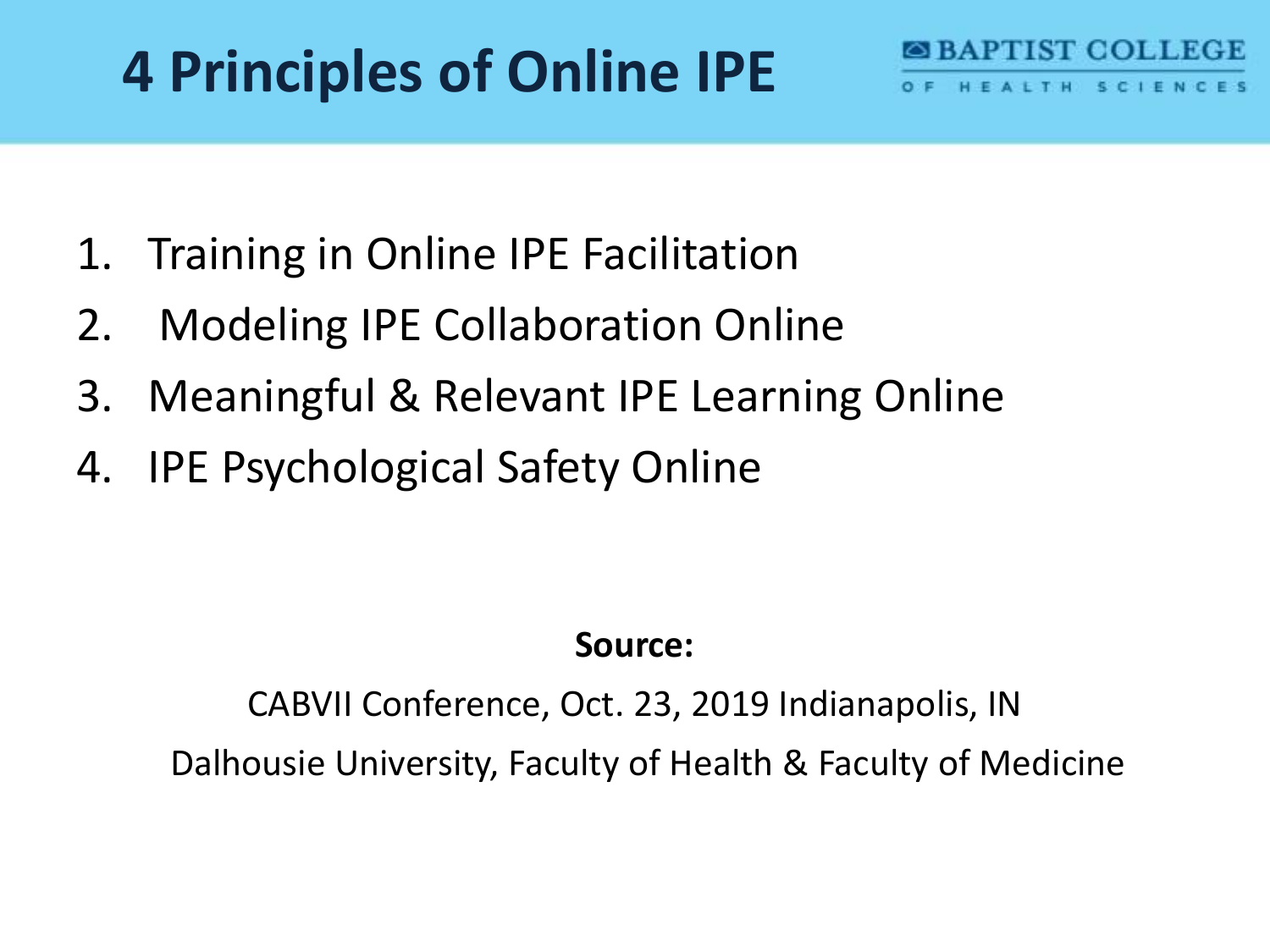# 4 Principles of Online IPE

1. Training in Online IPE Facilitation
2. Modeling IPE Collaboration Online
3. Meaningful & Relevant IPE Learning Online
4. IPE Psychological Safety Online

**Source:**

CABVII Conference, Oct. 23, 2019 Indianapolis, IN

Dalhousie University, Faculty of Health & Faculty of Medicine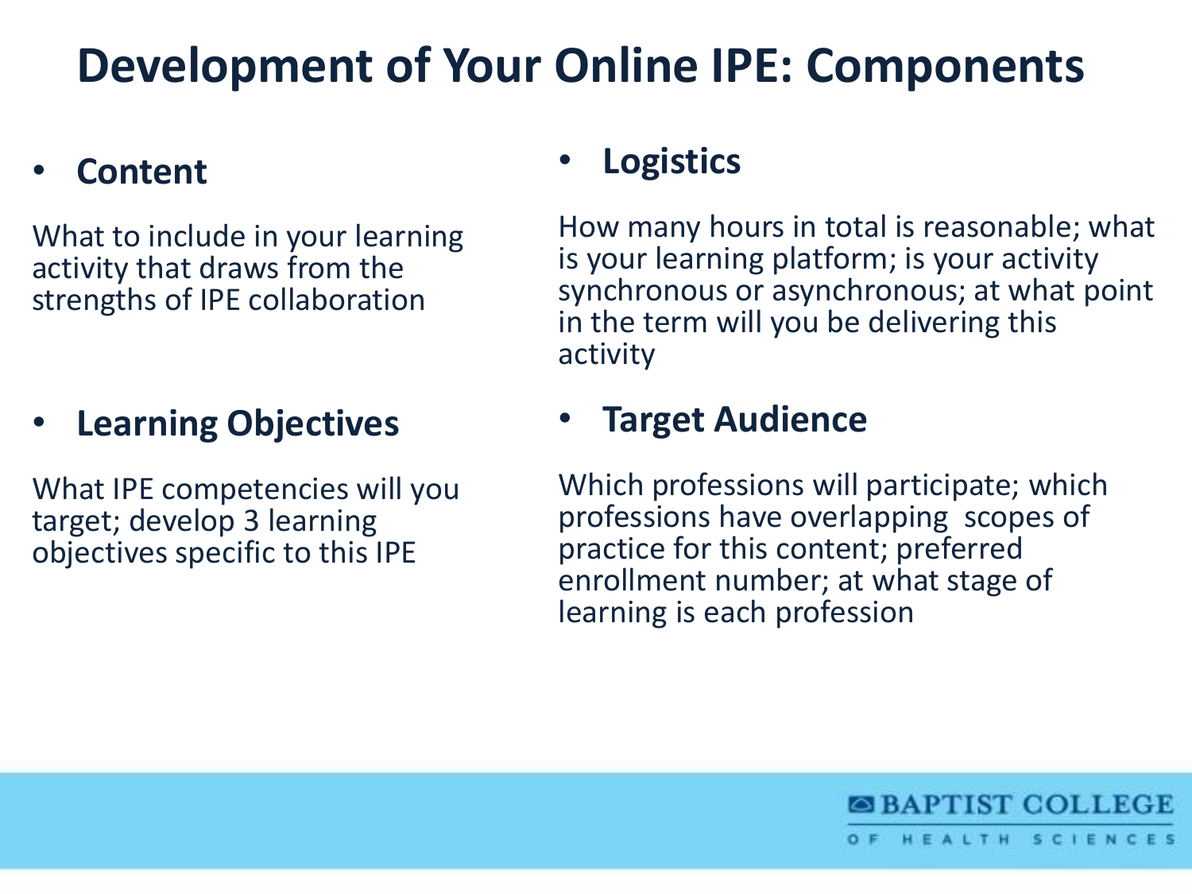# Development of Your Online IPE: Components

- **Content**

What to include in your learning activity that draws from the strengths of IPE collaboration

- **Learning Objectives**

What IPE competencies will you target; develop 3 learning objectives specific to this IPE

- **Logistics**

How many hours in total is reasonable; what is your learning platform; is your activity synchronous or asynchronous; at what point in the term will you be delivering this activity

- **Target Audience**

Which professions will participate; which professions have overlapping scopes of practice for this content; preferred enrollment number; at what stage of learning is each profession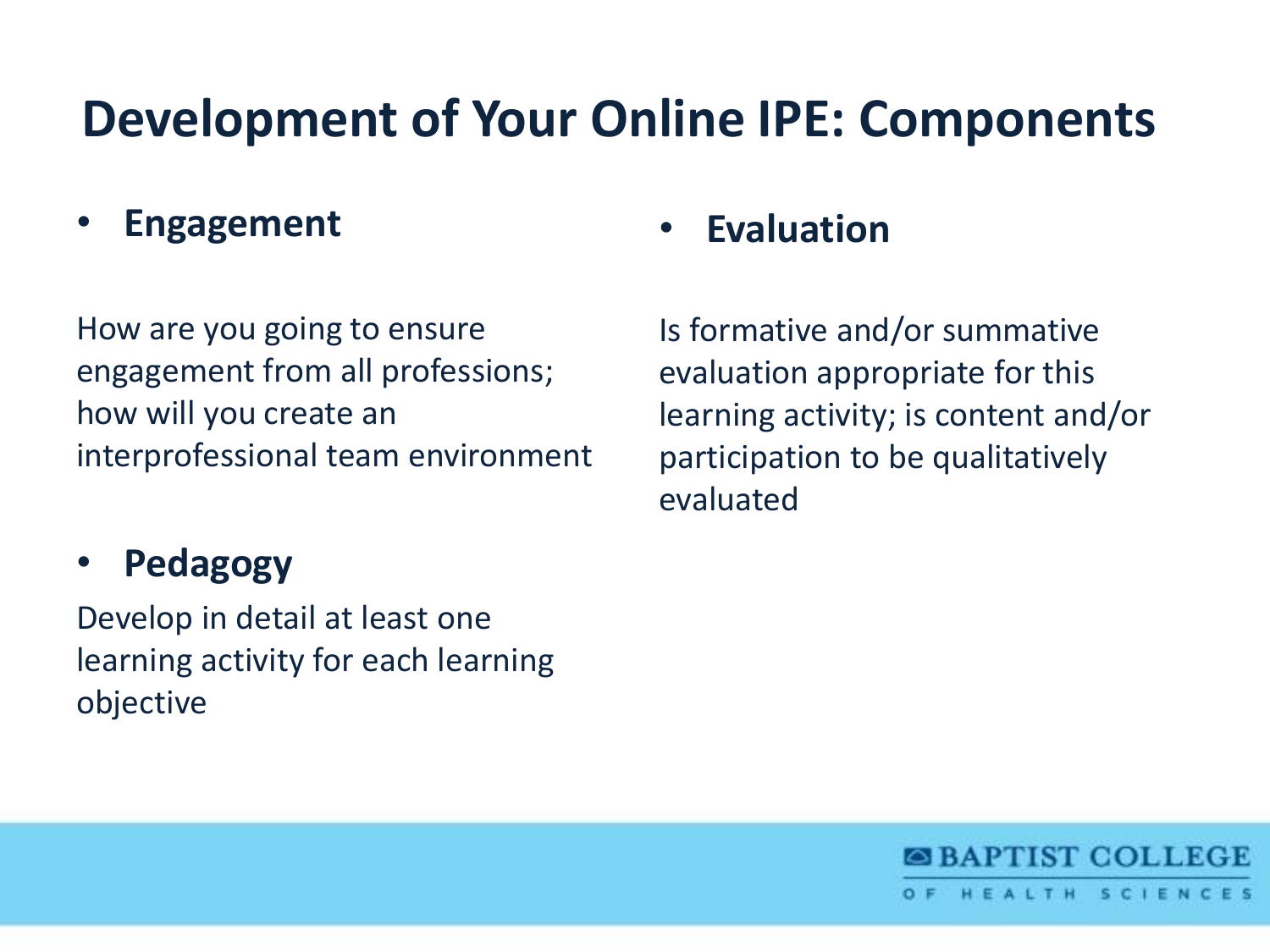# Development of Your Online IPE: Components

- **Engagement**

How are you going to ensure engagement from all professions; how will you create an interprofessional team environment

- **Pedagogy**

Develop in detail at least one learning activity for each learning objective

- **Evaluation**

Is formative and/or summative evaluation appropriate for this learning activity; is content and/or participation to be qualitatively evaluated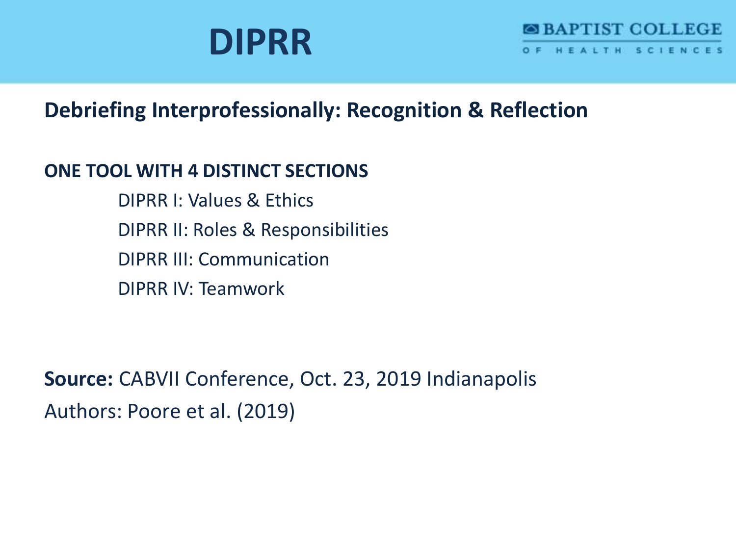# DIPRR

## Debriefing Interprofessionally: Recognition & Reflection

**ONE TOOL WITH 4 DISTINCT SECTIONS**

- DIPRR I: Values & Ethics
- DIPRR II: Roles & Responsibilities
- DIPRR III: Communication
- DIPRR IV: Teamwork

**Source:** CABVII Conference, Oct. 23, 2019 Indianapolis

Authors: Poore et al. (2019)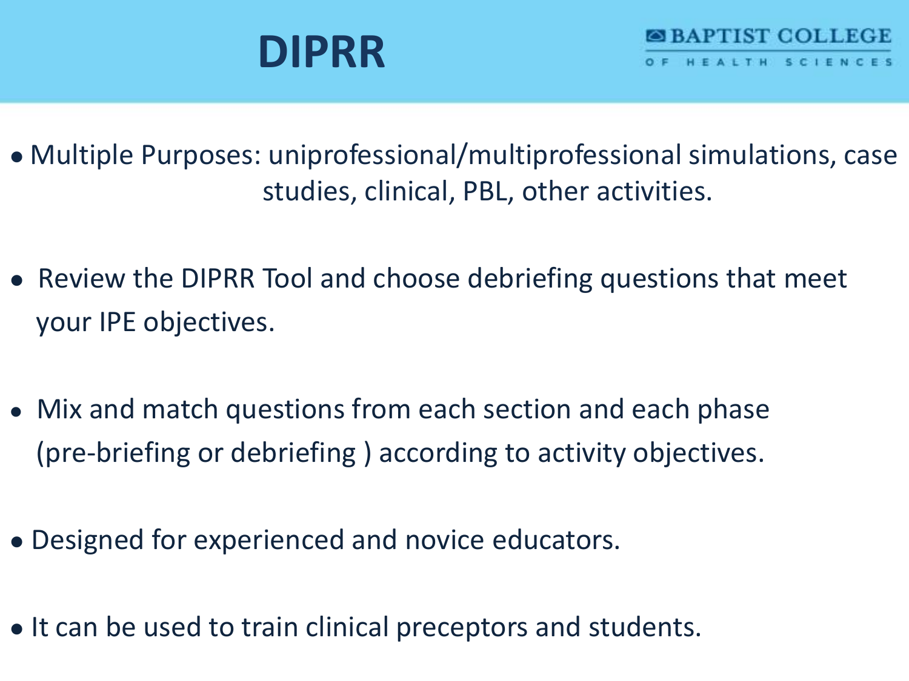# DIPRR

- Multiple Purposes: uniprofessional/multiprofessional simulations, case studies, clinical, PBL, other activities.
- Review the DIPRR Tool and choose debriefing questions that meet your IPE objectives.
- Mix and match questions from each section and each phase (pre-briefing or debriefing ) according to activity objectives.
- Designed for experienced and novice educators.
- It can be used to train clinical preceptors and students.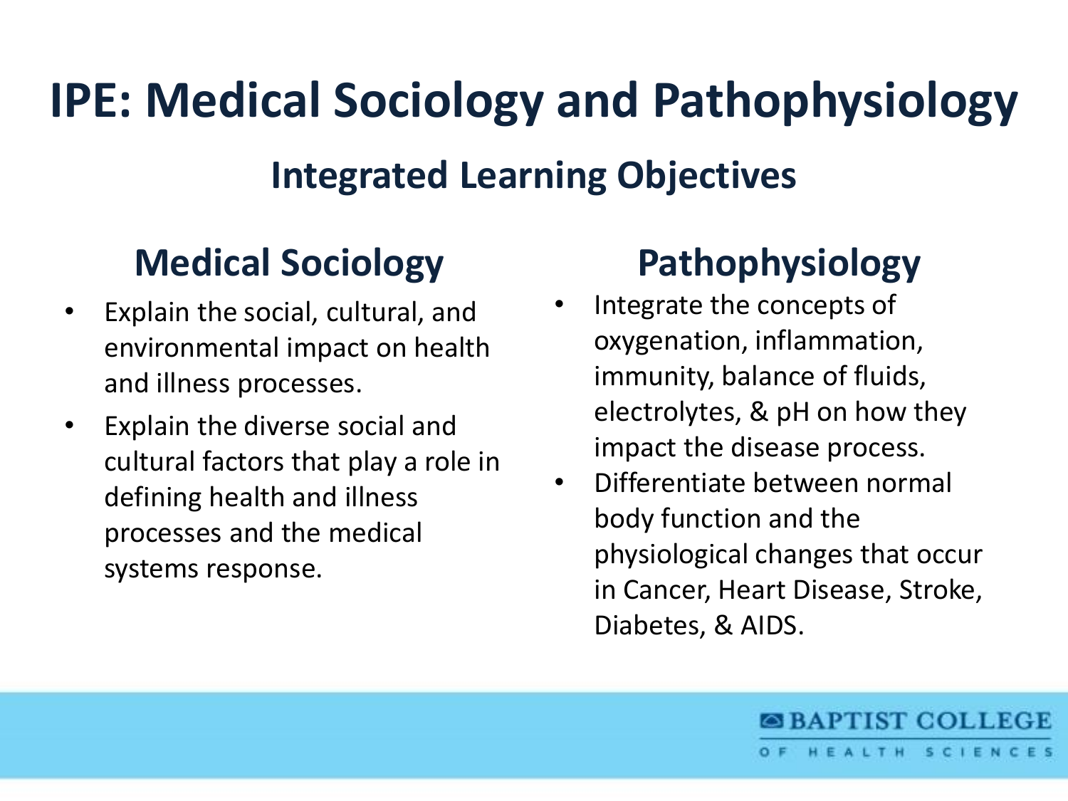# IPE: Medical Sociology and Pathophysiology

## Integrated Learning Objectives

### Medical Sociology

- Explain the social, cultural, and environmental impact on health and illness processes.
- Explain the diverse social and cultural factors that play a role in defining health and illness processes and the medical systems response.

### Pathophysiology

- Integrate the concepts of oxygenation, inflammation, immunity, balance of fluids, electrolytes, & pH on how they impact the disease process.
- Differentiate between normal body function and the physiological changes that occur in Cancer, Heart Disease, Stroke, Diabetes, & AIDS.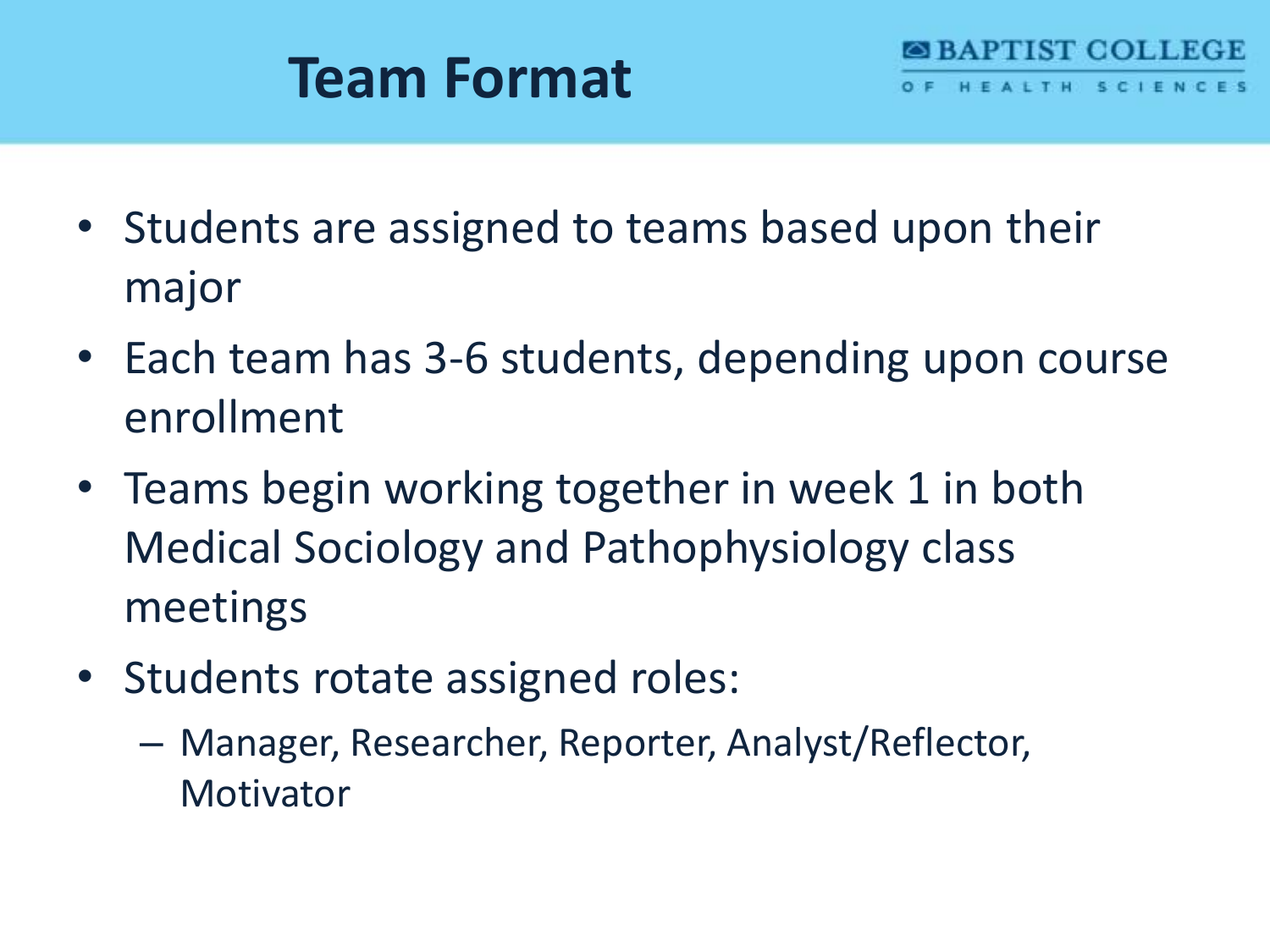# Team Format

- Students are assigned to teams based upon their major
- Each team has 3-6 students, depending upon course enrollment
- Teams begin working together in week 1 in both Medical Sociology and Pathophysiology class meetings
- Students rotate assigned roles:
  - Manager, Researcher, Reporter, Analyst/Reflector, Motivator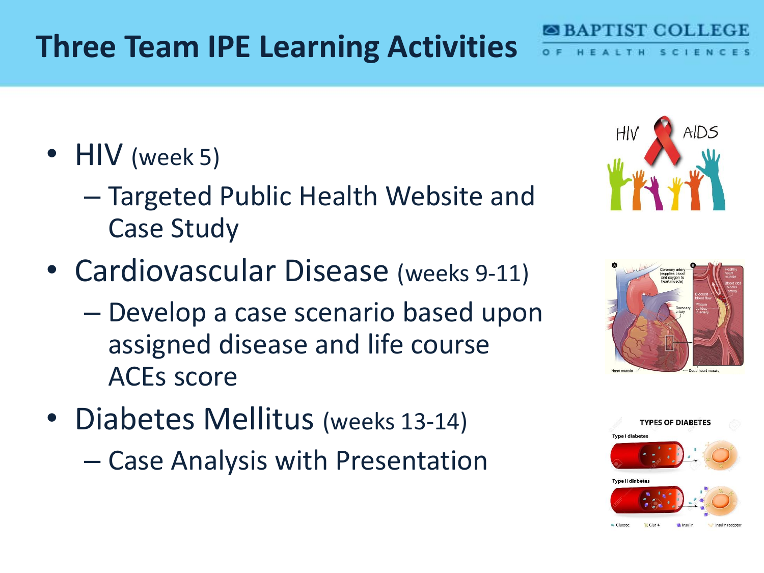# Three Team IPE Learning Activities

- HIV (week 5)
  - Targeted Public Health Website and Case Study
- Cardiovascular Disease (weeks 9-11)
  - Develop a case scenario based upon assigned disease and life course ACEs score
- Diabetes Mellitus (weeks 13-14)
  - Case Analysis with Presentation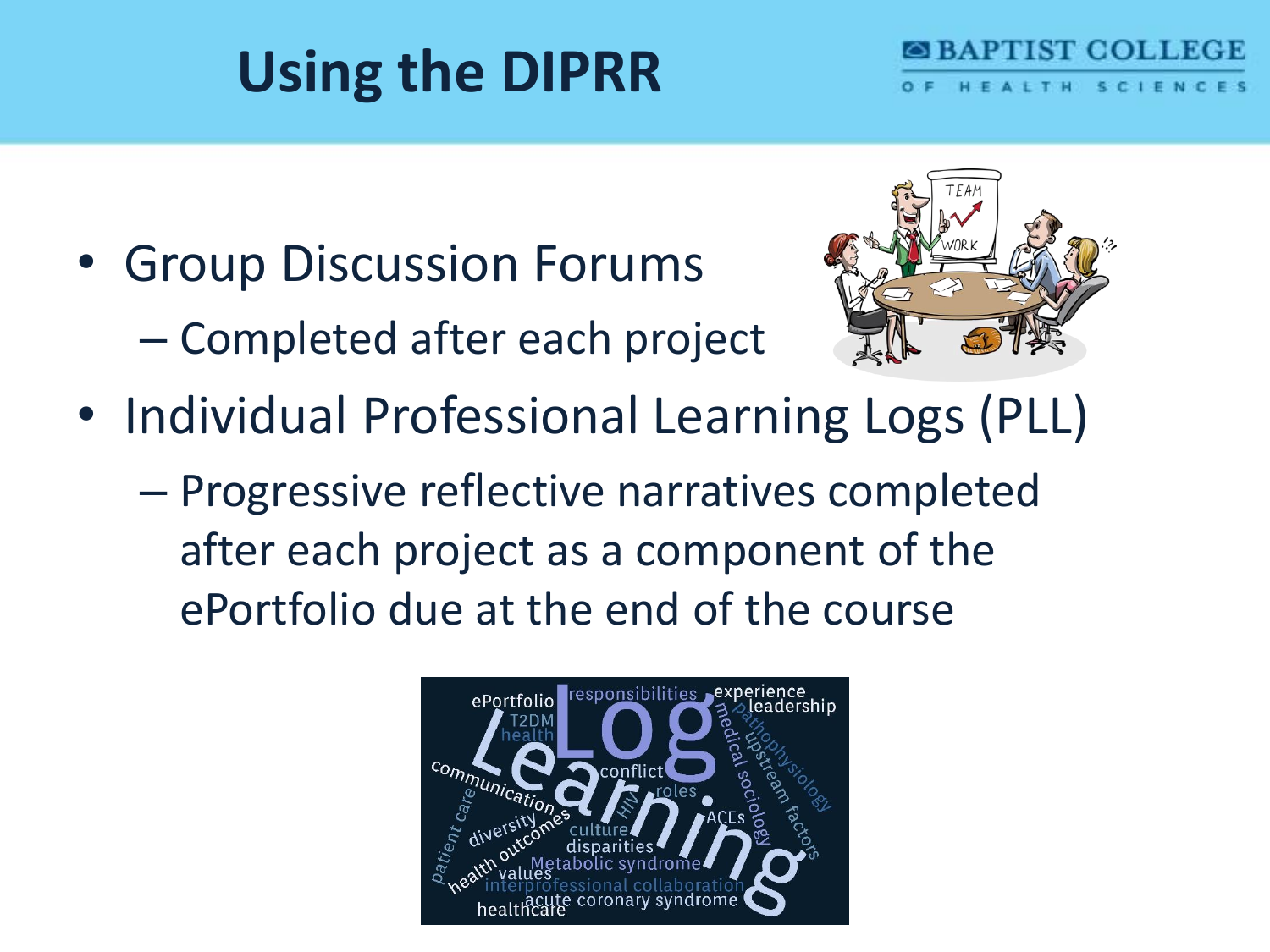# Using the DIPRR

- Group Discussion Forums
  - Completed after each project
- Individual Professional Learning Logs (PLL)
  - Progressive reflective narratives completed after each project as a component of the ePortfolio due at the end of the course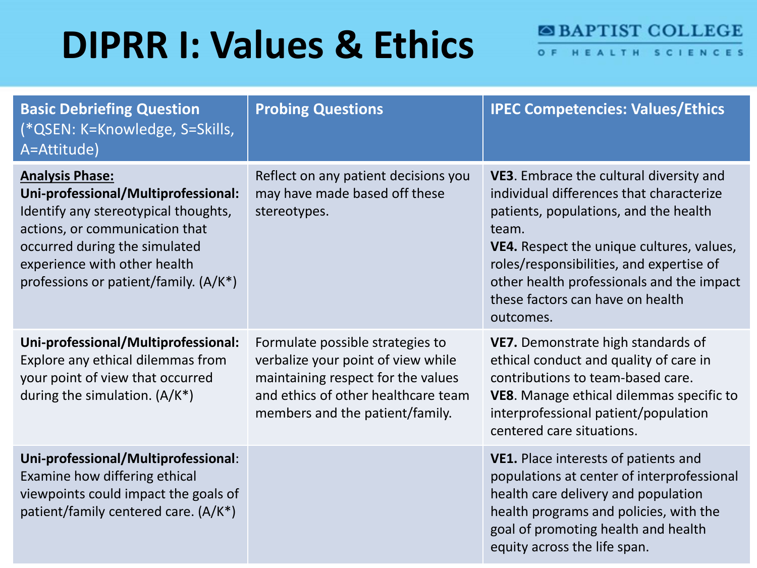# DIPRR I: Values & Ethics

BAPTIST COLLEGE OF HEALTH SCIENCES

| **Basic Debriefing Question** (*QSEN: K=Knowledge, S=Skills, A=Attitude) | **Probing Questions** | **IPEC Competencies: Values/Ethics** |
|---|---|---|
| **Analysis Phase:** **Uni-professional/Multiprofessional:** Identify any stereotypical thoughts, actions, or communication that occurred during the simulated experience with other health professions or patient/family. (A/K*) | Reflect on any patient decisions you may have made based off these stereotypes. | **VE3**. Embrace the cultural diversity and individual differences that characterize patients, populations, and the health team. **VE4.** Respect the unique cultures, values, roles/responsibilities, and expertise of other health professionals and the impact these factors can have on health outcomes. |
| **Uni-professional/Multiprofessional:** Explore any ethical dilemmas from your point of view that occurred during the simulation. (A/K*) | Formulate possible strategies to verbalize your point of view while maintaining respect for the values and ethics of other healthcare team members and the patient/family. | **VE7.** Demonstrate high standards of ethical conduct and quality of care in contributions to team-based care. **VE8**. Manage ethical dilemmas specific to interprofessional patient/population centered care situations. |
| **Uni-professional/Multiprofessional**: Examine how differing ethical viewpoints could impact the goals of patient/family centered care. (A/K*) | | **VE1.** Place interests of patients and populations at center of interprofessional health care delivery and population health programs and policies, with the goal of promoting health and health equity across the life span. |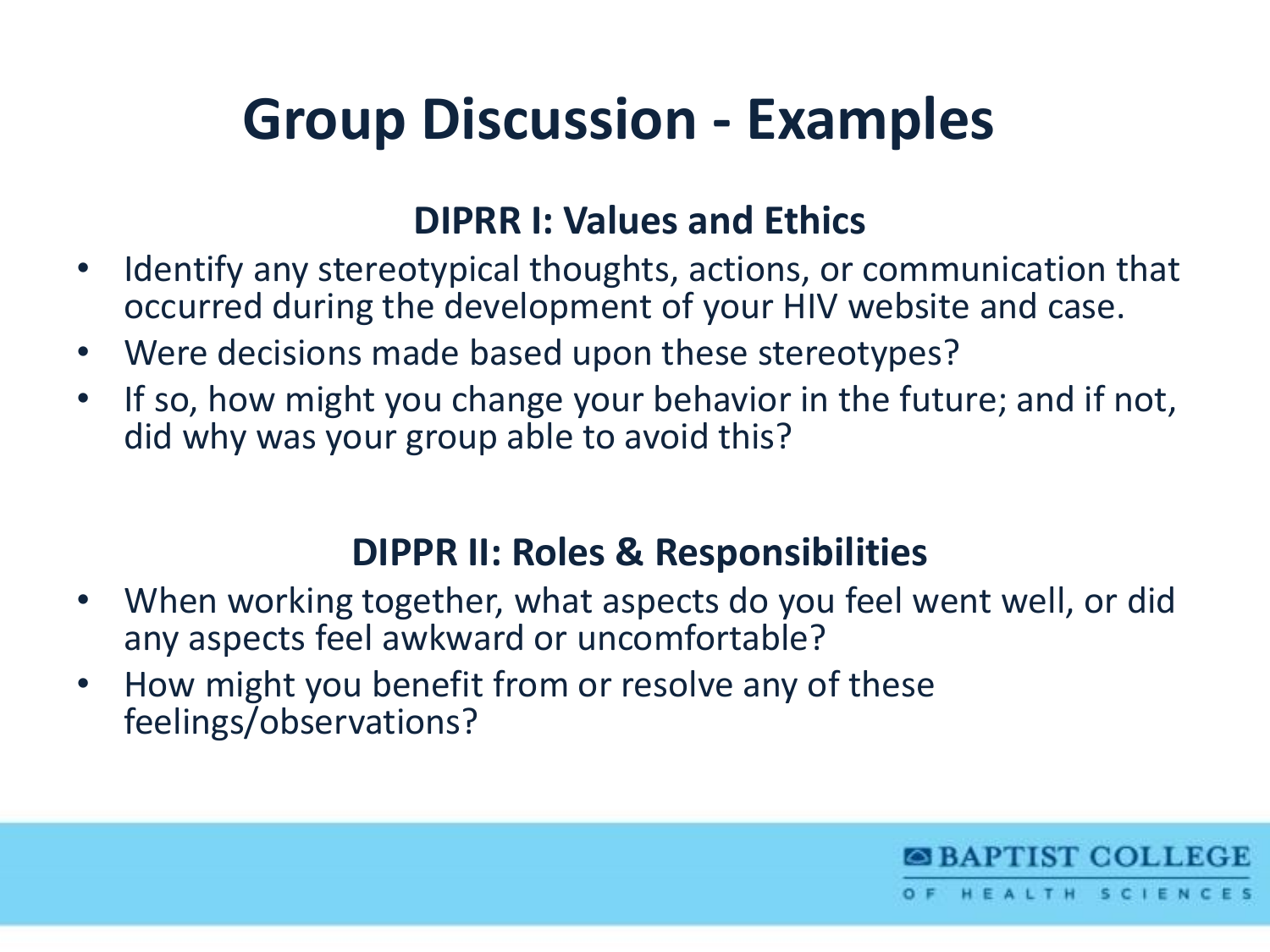# Group Discussion - Examples

## DIPRR I: Values and Ethics

- Identify any stereotypical thoughts, actions, or communication that occurred during the development of your HIV website and case.
- Were decisions made based upon these stereotypes?
- If so, how might you change your behavior in the future; and if not, did why was your group able to avoid this?

## DIPPR II: Roles & Responsibilities

- When working together, what aspects do you feel went well, or did any aspects feel awkward or uncomfortable?
- How might you benefit from or resolve any of these feelings/observations?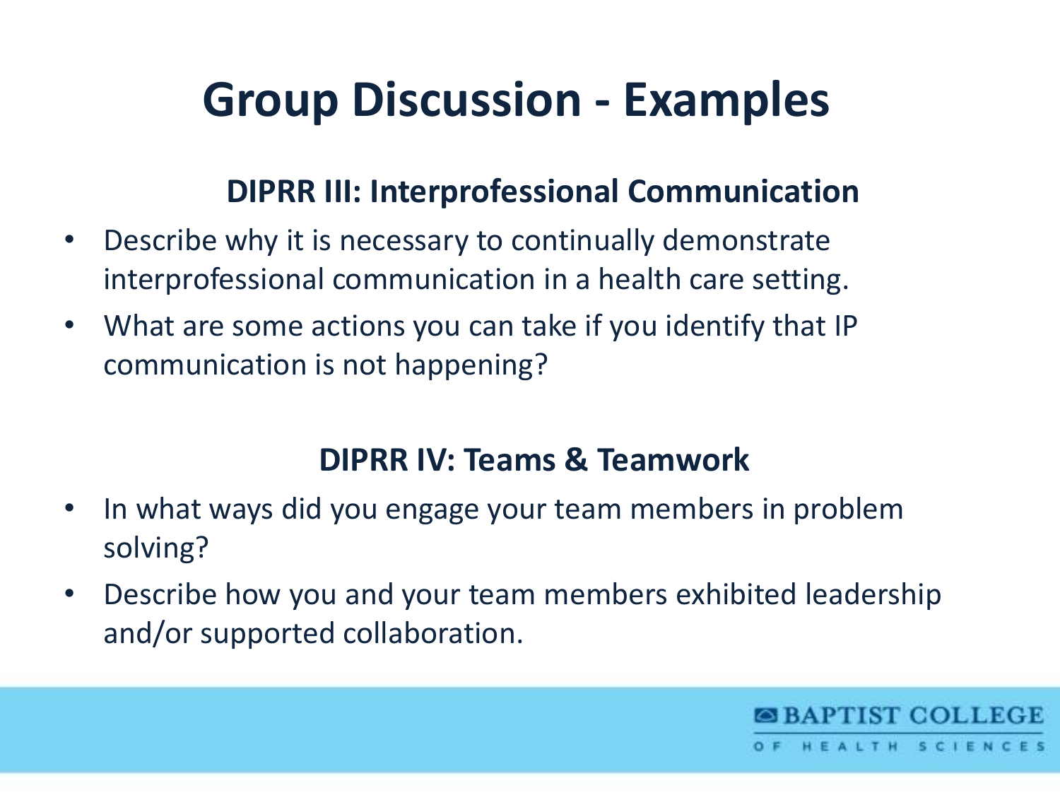# Group Discussion - Examples

## DIPRR III: Interprofessional Communication

- Describe why it is necessary to continually demonstrate interprofessional communication in a health care setting.
- What are some actions you can take if you identify that IP communication is not happening?

## DIPRR IV: Teams & Teamwork

- In what ways did you engage your team members in problem solving?
- Describe how you and your team members exhibited leadership and/or supported collaboration.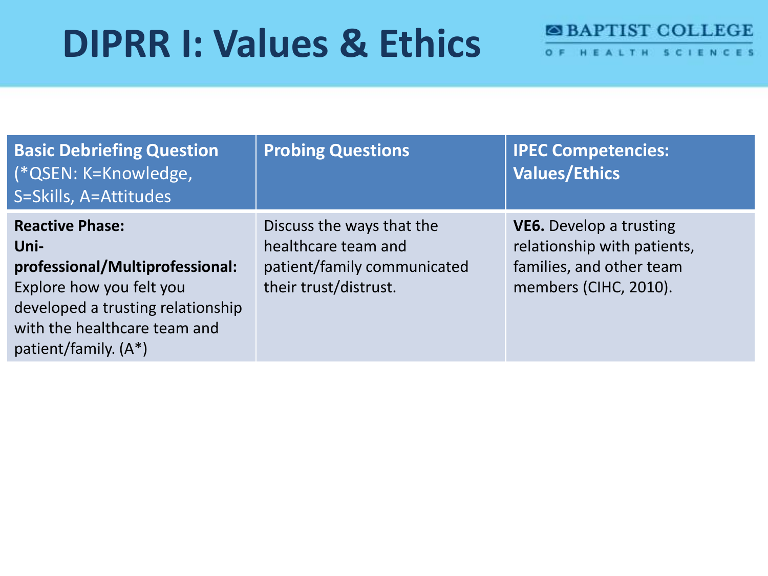# DIPRR I: Values & Ethics

| **Basic Debriefing Question** (*QSEN: K=Knowledge, S=Skills, A=Attitudes | **Probing Questions** | **IPEC Competencies: Values/Ethics** |
|---|---|---|
| **Reactive Phase: Uni-professional/Multiprofessional:** Explore how you felt you developed a trusting relationship with the healthcare team and patient/family. (A*) | Discuss the ways that the healthcare team and patient/family communicated their trust/distrust. | **VE6.** Develop a trusting relationship with patients, families, and other team members (CIHC, 2010). |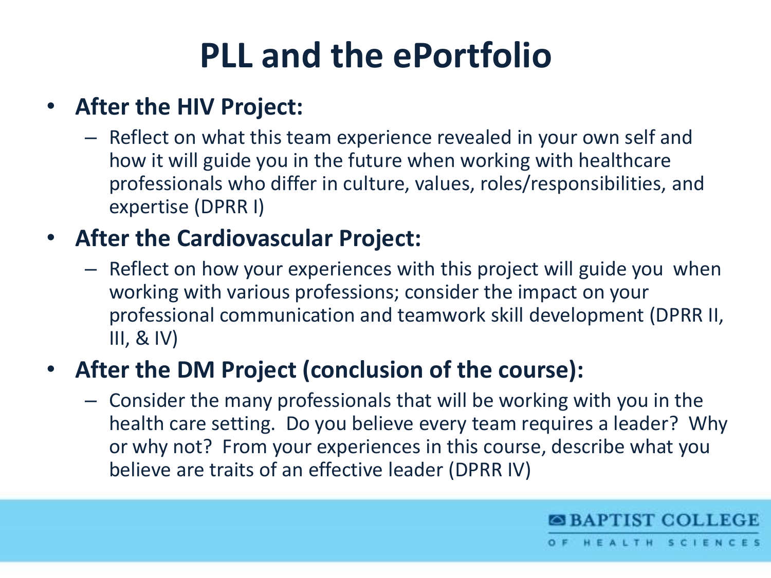# PLL and the ePortfolio

- **After the HIV Project:**
  - Reflect on what this team experience revealed in your own self and how it will guide you in the future when working with healthcare professionals who differ in culture, values, roles/responsibilities, and expertise (DPRR I)
- **After the Cardiovascular Project:**
  - Reflect on how your experiences with this project will guide you when working with various professions; consider the impact on your professional communication and teamwork skill development (DPRR II, III, & IV)
- **After the DM Project (conclusion of the course):**
  - Consider the many professionals that will be working with you in the health care setting. Do you believe every team requires a leader? Why or why not? From your experiences in this course, describe what you believe are traits of an effective leader (DPRR IV)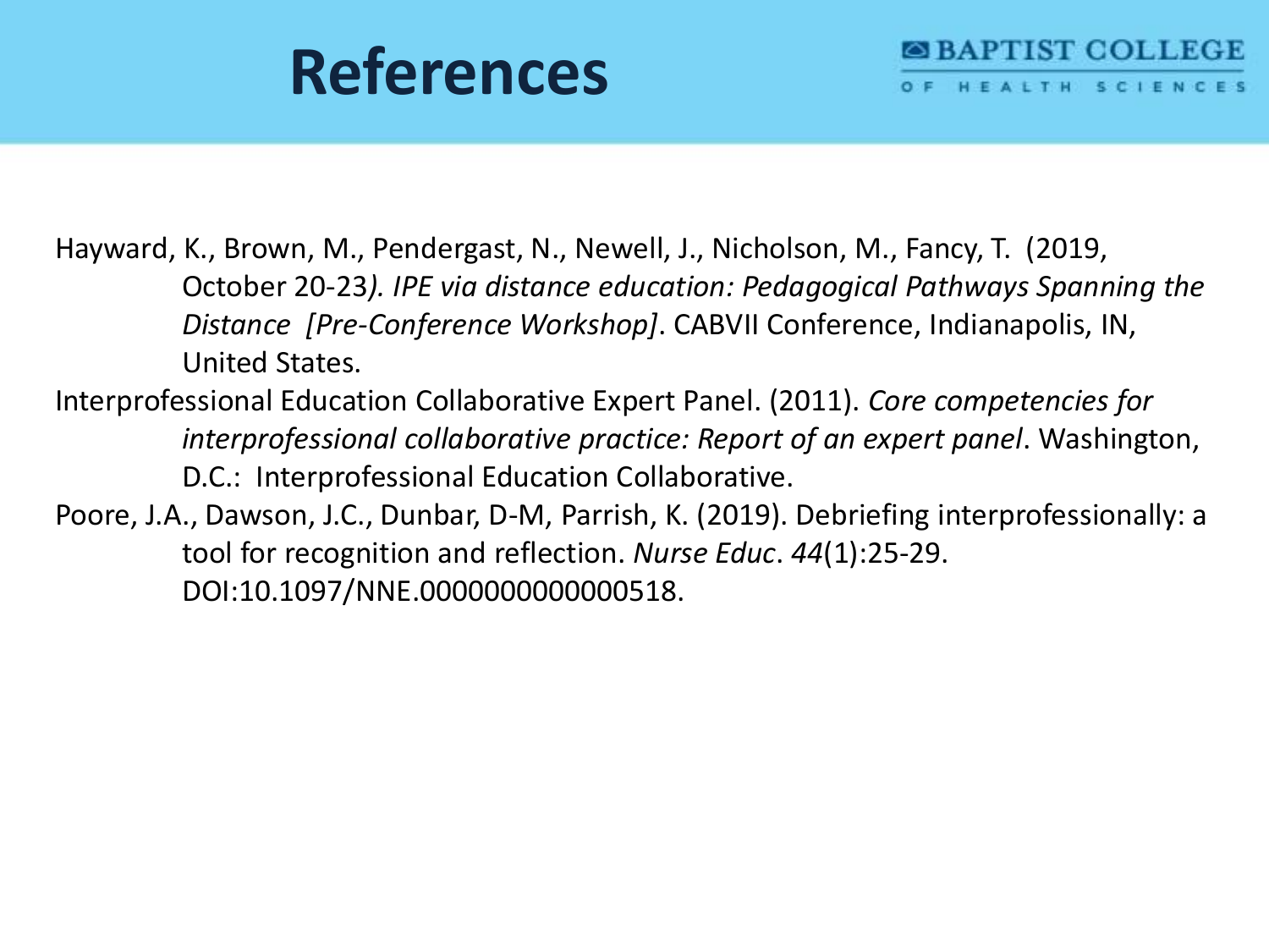# References

Hayward, K., Brown, M., Pendergast, N., Newell, J., Nicholson, M., Fancy, T. (2019, October 20-23*). IPE via distance education: Pedagogical Pathways Spanning the Distance [Pre-Conference Workshop]*. CABVII Conference, Indianapolis, IN, United States.

Interprofessional Education Collaborative Expert Panel. (2011). *Core competencies for interprofessional collaborative practice: Report of an expert panel*. Washington, D.C.: Interprofessional Education Collaborative.

Poore, J.A., Dawson, J.C., Dunbar, D-M, Parrish, K. (2019). Debriefing interprofessionally: a tool for recognition and reflection. *Nurse Educ*. *44*(1):25-29. DOI:10.1097/NNE.0000000000000518.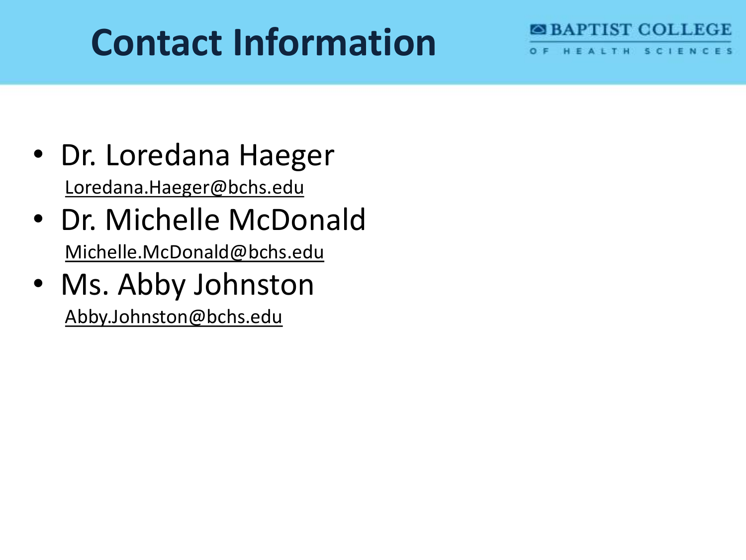# Contact Information

- Dr. Loredana Haeger
  Loredana.Haeger@bchs.edu
- Dr. Michelle McDonald
  Michelle.McDonald@bchs.edu
- Ms. Abby Johnston
  Abby.Johnston@bchs.edu